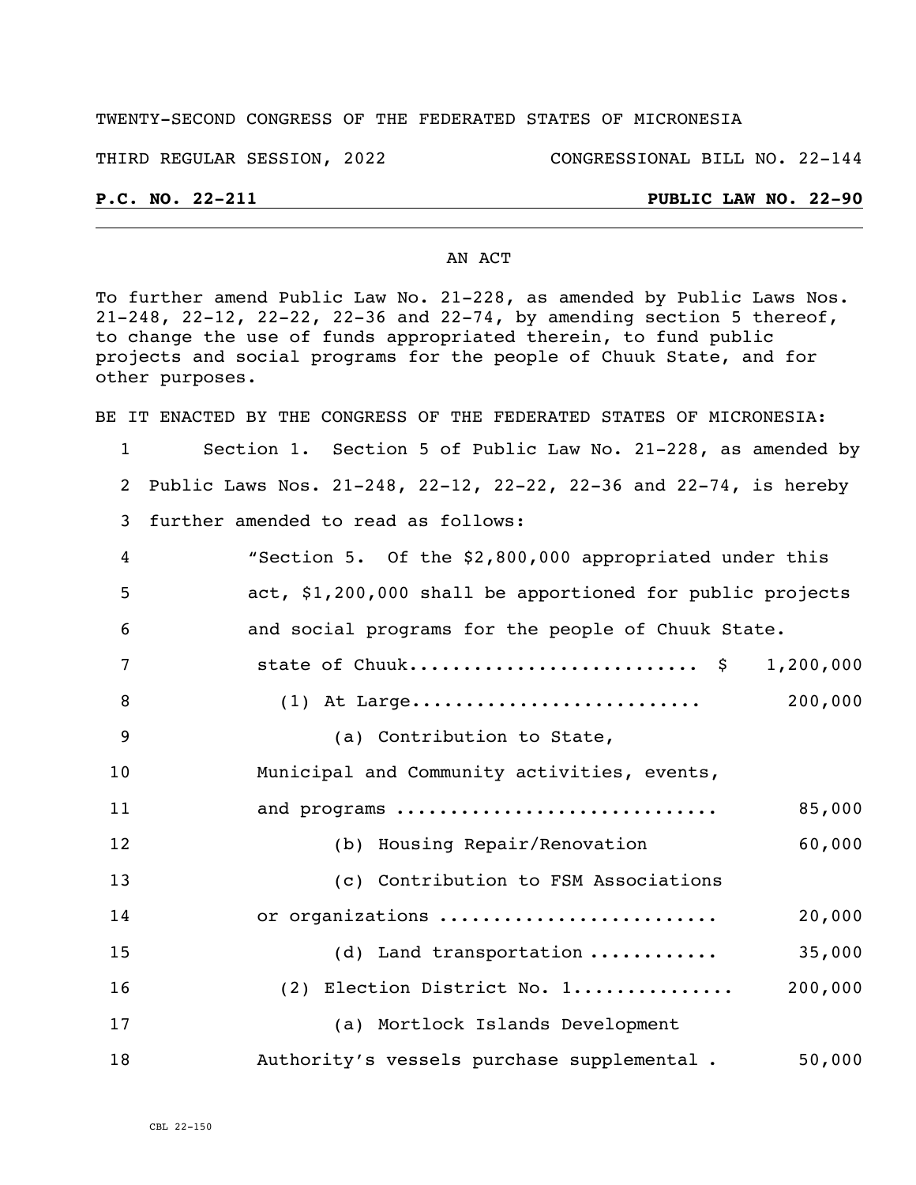TWENTY-SECOND CONGRESS OF THE FEDERATED STATES OF MICRONESIA

THIRD REGULAR SESSION, 2022 CONGRESSIONAL BILL NO. 22-144

**P.C. NO. 22-211** **PUBLIC LAW NO. 22-90**

AN ACT

To further amend Public Law No. 21-228, as amended by Public Laws Nos. 21-248, 22-12, 22-22, 22-36 and 22-74, by amending section 5 thereof, to change the use of funds appropriated therein, to fund public projects and social programs for the people of Chuuk State, and for other purposes.

BE IT ENACTED BY THE CONGRESS OF THE FEDERATED STATES OF MICRONESIA:

1 Section 1. Section 5 of Public Law No. 21-228, as amended by
2 Public Laws Nos. 21-248, 22-12, 22-22, 22-36 and 22-74, is hereby
3 further amended to read as follows:

4 "Section 5. Of the $2,800,000 appropriated under this
5 act, $1,200,000 shall be apportioned for public projects
6 and social programs for the people of Chuuk State.

7 state of Chuuk.......................... $ 1,200,000
8 (1) At Large.......................... 200,000
9 (a) Contribution to State,
10 Municipal and Community activities, events,
11 and programs ............................ 85,000
12 (b) Housing Repair/Renovation 60,000
13 (c) Contribution to FSM Associations
14 or organizations ........................ 20,000
15 (d) Land transportation ........... 35,000
16 (2) Election District No. 1............... 200,000
17 (a) Mortlock Islands Development
18 Authority's vessels purchase supplemental . 50,000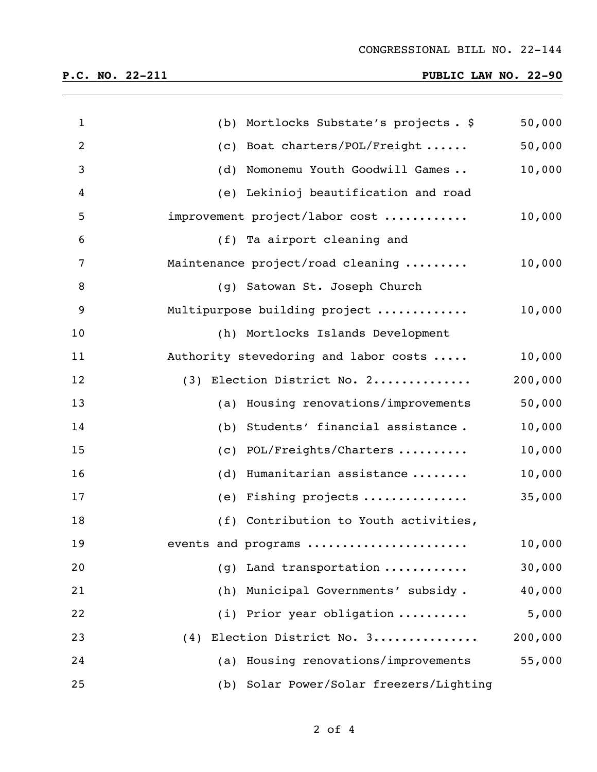CONGRESSIONAL BILL NO. 22-144

**P.C. NO. 22-211** **PUBLIC LAW NO. 22-90**

| | |
|---|---|
| (b) Mortlocks Substate's projects . $ | 50,000 |
| (c) Boat charters/POL/Freight ...... | 50,000 |
| (d) Nomonemu Youth Goodwill Games .. | 10,000 |
| (e) Lekinioj beautification and road improvement project/labor cost ........... | 10,000 |
| (f) Ta airport cleaning and Maintenance project/road cleaning ......... | 10,000 |
| (g) Satowan St. Joseph Church Multipurpose building project ............ | 10,000 |
| (h) Mortlocks Islands Development Authority stevedoring and labor costs ..... | 10,000 |
| (3) Election District No. 2............. | 200,000 |
| (a) Housing renovations/improvements | 50,000 |
| (b) Students' financial assistance . | 10,000 |
| (c) POL/Freights/Charters .......... | 10,000 |
| (d) Humanitarian assistance ........ | 10,000 |
| (e) Fishing projects .............. | 35,000 |
| (f) Contribution to Youth activities, events and programs ...................... | 10,000 |
| (g) Land transportation ........... | 30,000 |
| (h) Municipal Governments' subsidy . | 40,000 |
| (i) Prior year obligation .......... | 5,000 |
| (4) Election District No. 3.............. | 200,000 |
| (a) Housing renovations/improvements | 55,000 |
| (b) Solar Power/Solar freezers/Lighting | |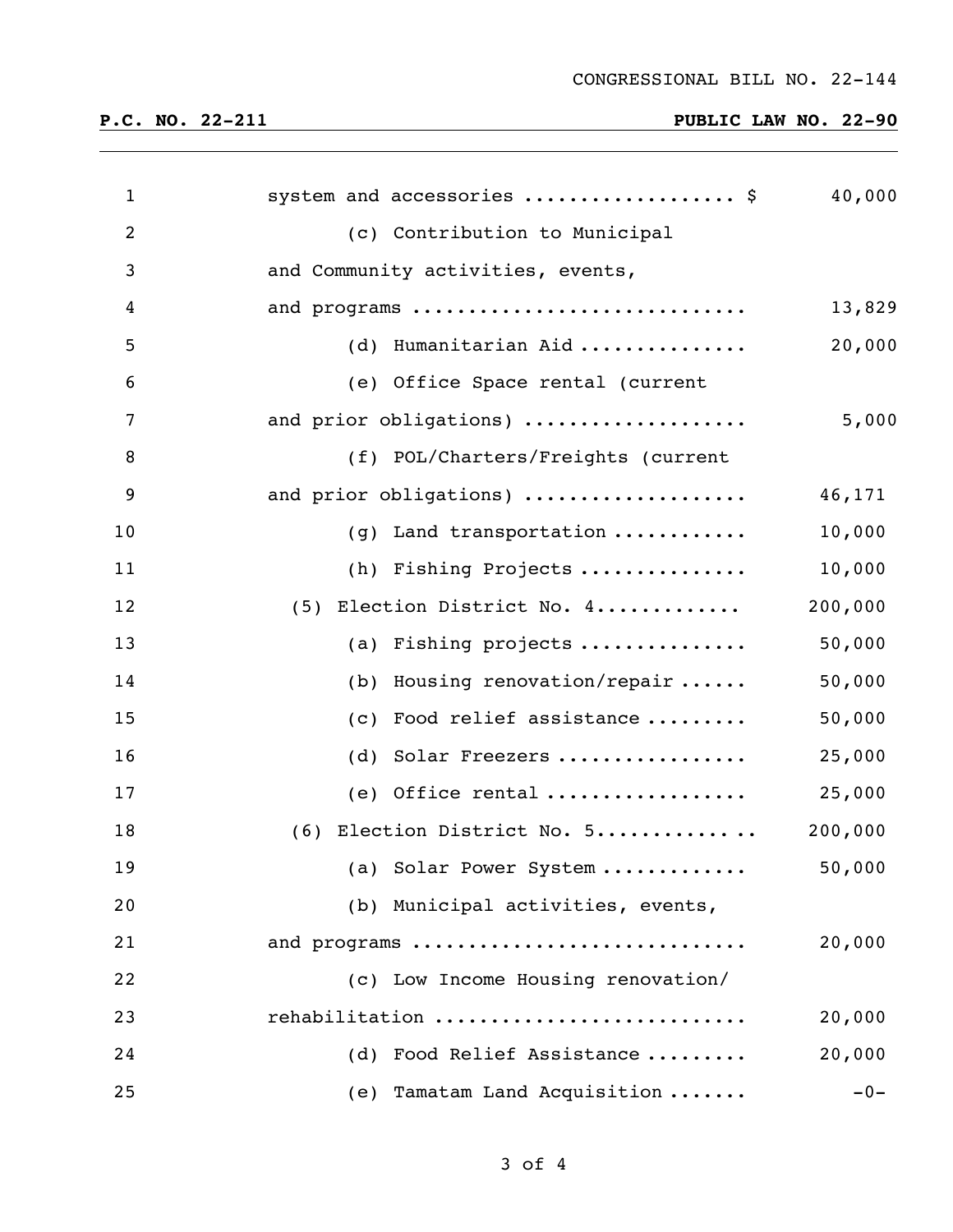CONGRESSIONAL BILL NO. 22-144

**P.C. NO. 22-211** **PUBLIC LAW NO. 22-90**

1 system and accessories .................. $ 40,000
2 (c) Contribution to Municipal
3 and Community activities, events,
4 and programs ............................ 13,829
5 (d) Humanitarian Aid .............. 20,000
6 (e) Office Space rental (current
7 and prior obligations) ................... 5,000
8 (f) POL/Charters/Freights (current
9 and prior obligations) ................... 46,171
10 (g) Land transportation ........... 10,000
11 (h) Fishing Projects .............. 10,000
12 (5) Election District No. 4............ 200,000
13 (a) Fishing projects .............. 50,000
14 (b) Housing renovation/repair ...... 50,000
15 (c) Food relief assistance ......... 50,000
16 (d) Solar Freezers ................ 25,000
17 (e) Office rental ................. 25,000
18 (6) Election District No. 5............. 200,000
19 (a) Solar Power System ............ 50,000
20 (b) Municipal activities, events,
21 and programs ............................ 20,000
22 (c) Low Income Housing renovation/
23 rehabilitation .......................... 20,000
24 (d) Food Relief Assistance ......... 20,000
25 (e) Tamatam Land Acquisition ....... -0-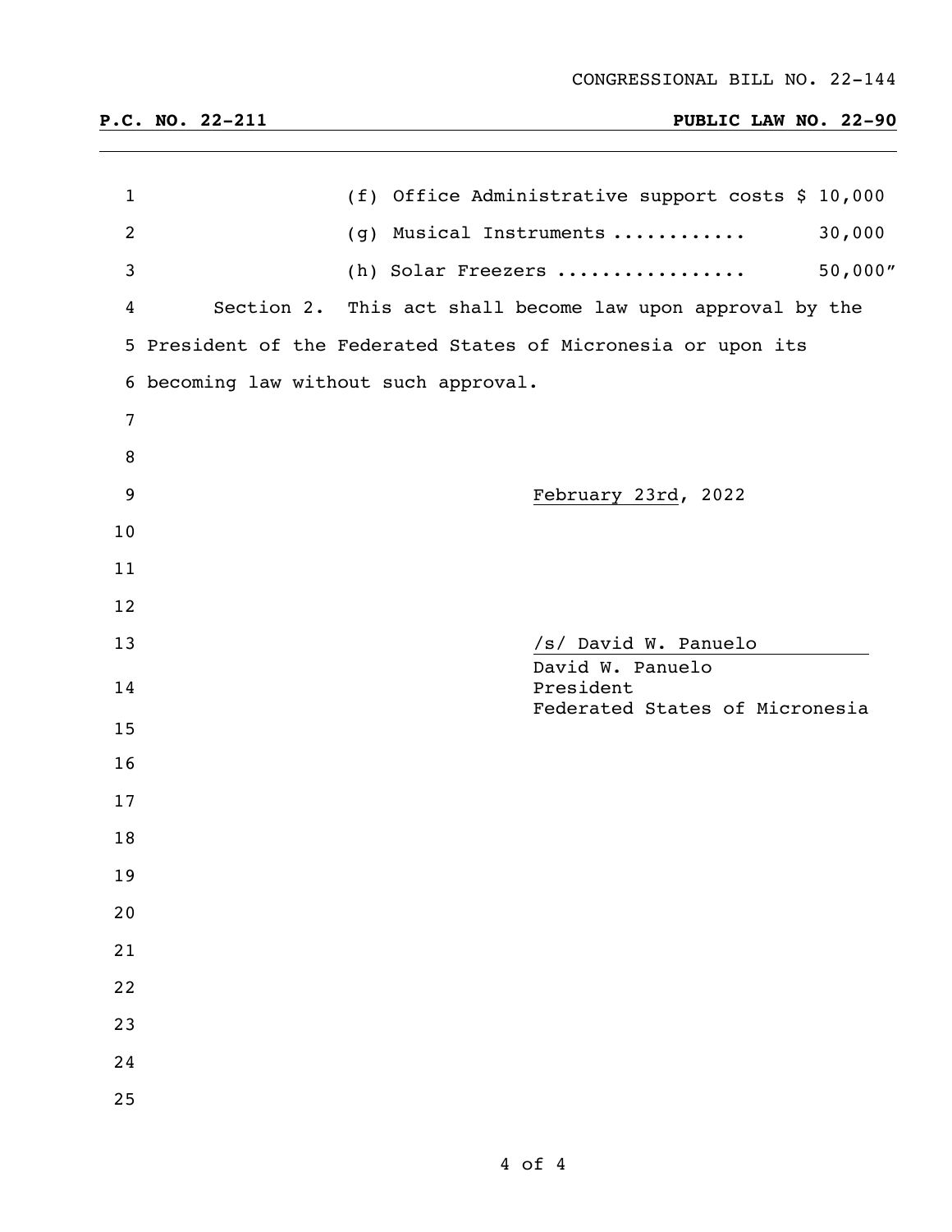CONGRESSIONAL BILL NO. 22-144

**P.C. NO. 22-211** **PUBLIC LAW NO. 22-90**

(f) Office Administrative support costs $ 10,000

(g) Musical Instruments ............ 30,000

(h) Solar Freezers ................ 50,000"

Section 2. This act shall become law upon approval by the President of the Federated States of Micronesia or upon its becoming law without such approval.

February 23rd, 2022

/s/ David W. Panuelo

David W. Panuelo
President
Federated States of Micronesia